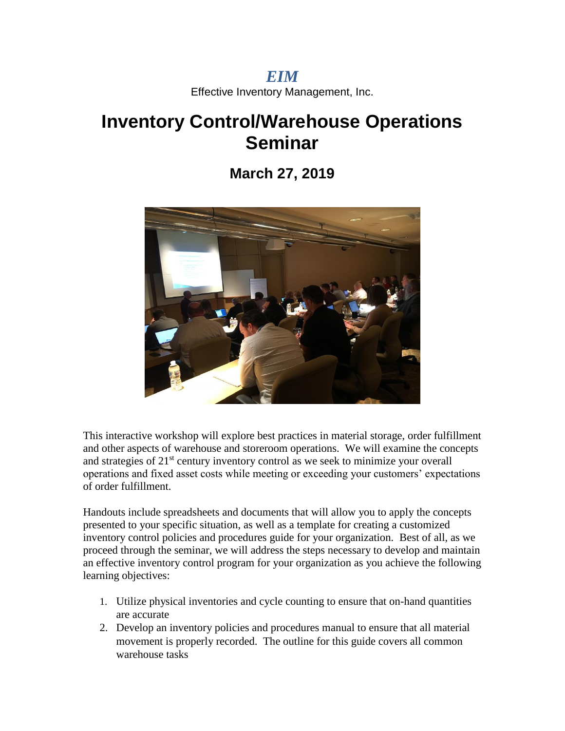***EIM***

Effective Inventory Management, Inc.

# Inventory Control/Warehouse Operations Seminar

## March 27, 2019

This interactive workshop will explore best practices in material storage, order fulfillment and other aspects of warehouse and storeroom operations. We will examine the concepts and strategies of 21st century inventory control as we seek to minimize your overall operations and fixed asset costs while meeting or exceeding your customers' expectations of order fulfillment.

Handouts include spreadsheets and documents that will allow you to apply the concepts presented to your specific situation, as well as a template for creating a customized inventory control policies and procedures guide for your organization. Best of all, as we proceed through the seminar, we will address the steps necessary to develop and maintain an effective inventory control program for your organization as you achieve the following learning objectives:

1. Utilize physical inventories and cycle counting to ensure that on-hand quantities are accurate
2. Develop an inventory policies and procedures manual to ensure that all material movement is properly recorded. The outline for this guide covers all common warehouse tasks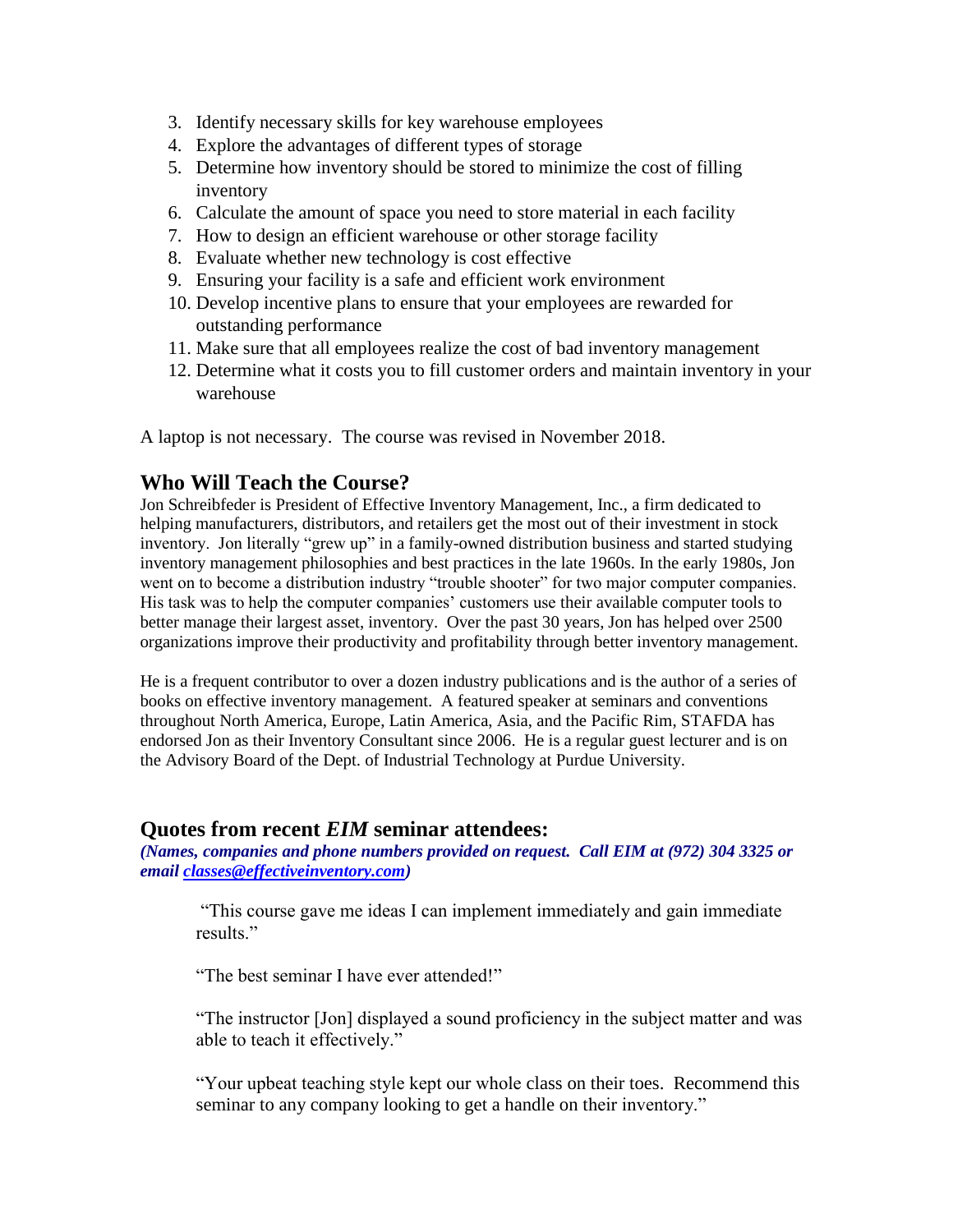3. Identify necessary skills for key warehouse employees
4. Explore the advantages of different types of storage
5. Determine how inventory should be stored to minimize the cost of filling inventory
6. Calculate the amount of space you need to store material in each facility
7. How to design an efficient warehouse or other storage facility
8. Evaluate whether new technology is cost effective
9. Ensuring your facility is a safe and efficient work environment
10. Develop incentive plans to ensure that your employees are rewarded for outstanding performance
11. Make sure that all employees realize the cost of bad inventory management
12. Determine what it costs you to fill customer orders and maintain inventory in your warehouse

A laptop is not necessary. The course was revised in November 2018.

## Who Will Teach the Course?

Jon Schreibfeder is President of Effective Inventory Management, Inc., a firm dedicated to helping manufacturers, distributors, and retailers get the most out of their investment in stock inventory. Jon literally "grew up" in a family-owned distribution business and started studying inventory management philosophies and best practices in the late 1960s. In the early 1980s, Jon went on to become a distribution industry "trouble shooter" for two major computer companies. His task was to help the computer companies' customers use their available computer tools to better manage their largest asset, inventory. Over the past 30 years, Jon has helped over 2500 organizations improve their productivity and profitability through better inventory management.

He is a frequent contributor to over a dozen industry publications and is the author of a series of books on effective inventory management. A featured speaker at seminars and conventions throughout North America, Europe, Latin America, Asia, and the Pacific Rim, STAFDA has endorsed Jon as their Inventory Consultant since 2006. He is a regular guest lecturer and is on the Advisory Board of the Dept. of Industrial Technology at Purdue University.

## Quotes from recent *EIM* seminar attendees:

***(Names, companies and phone numbers provided on request. Call EIM at (972) 304 3325 or email classes@effectiveinventory.com)***

> "This course gave me ideas I can implement immediately and gain immediate results."
>
> "The best seminar I have ever attended!"
>
> "The instructor [Jon] displayed a sound proficiency in the subject matter and was able to teach it effectively."
>
> "Your upbeat teaching style kept our whole class on their toes. Recommend this seminar to any company looking to get a handle on their inventory."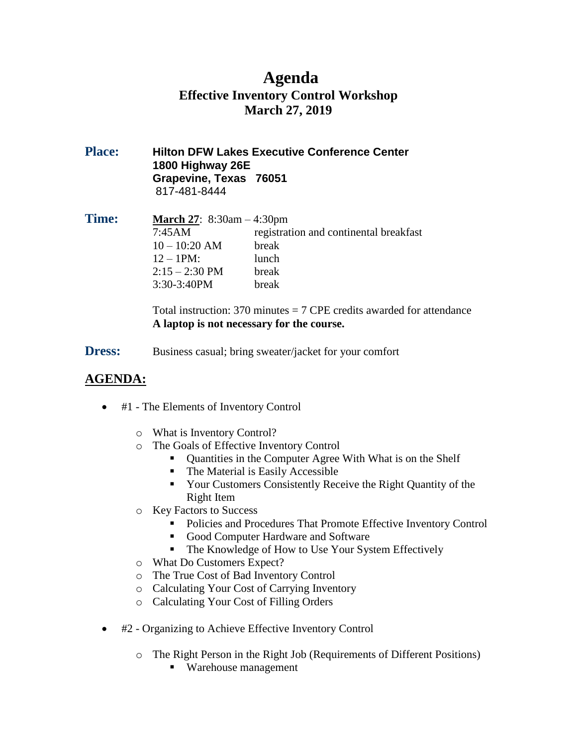# Agenda

## Effective Inventory Control Workshop

## March 27, 2019

**Place:** **Hilton DFW Lakes Executive Conference Center**
**1800 Highway 26E**
**Grapevine, Texas 76051**
817-481-8444

**Time:** **March 27**: 8:30am – 4:30pm

| | |
|---|---|
| 7:45AM | registration and continental breakfast |
| 10 – 10:20 AM | break |
| 12 – 1PM: | lunch |
| 2:15 – 2:30 PM | break |
| 3:30-3:40PM | break |

Total instruction: 370 minutes = 7 CPE credits awarded for attendance
**A laptop is not necessary for the course.**

**Dress:** Business casual; bring sweater/jacket for your comfort

## AGENDA:

- #1 - The Elements of Inventory Control
  - What is Inventory Control?
  - The Goals of Effective Inventory Control
    - Quantities in the Computer Agree With What is on the Shelf
    - The Material is Easily Accessible
    - Your Customers Consistently Receive the Right Quantity of the Right Item
  - Key Factors to Success
    - Policies and Procedures That Promote Effective Inventory Control
    - Good Computer Hardware and Software
    - The Knowledge of How to Use Your System Effectively
  - What Do Customers Expect?
  - The True Cost of Bad Inventory Control
  - Calculating Your Cost of Carrying Inventory
  - Calculating Your Cost of Filling Orders
- #2 - Organizing to Achieve Effective Inventory Control
  - The Right Person in the Right Job (Requirements of Different Positions)
    - Warehouse management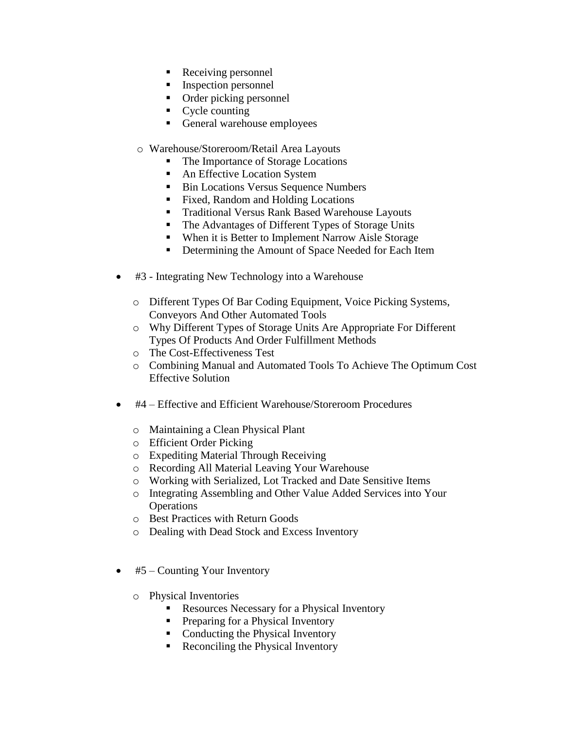- Receiving personnel
    - Inspection personnel
    - Order picking personnel
    - Cycle counting
    - General warehouse employees

  - Warehouse/Storeroom/Retail Area Layouts
    - The Importance of Storage Locations
    - An Effective Location System
    - Bin Locations Versus Sequence Numbers
    - Fixed, Random and Holding Locations
    - Traditional Versus Rank Based Warehouse Layouts
    - The Advantages of Different Types of Storage Units
    - When it is Better to Implement Narrow Aisle Storage
    - Determining the Amount of Space Needed for Each Item

- #3 - Integrating New Technology into a Warehouse

  - Different Types Of Bar Coding Equipment, Voice Picking Systems, Conveyors And Other Automated Tools
  - Why Different Types of Storage Units Are Appropriate For Different Types Of Products And Order Fulfillment Methods
  - The Cost-Effectiveness Test
  - Combining Manual and Automated Tools To Achieve The Optimum Cost Effective Solution

- #4 – Effective and Efficient Warehouse/Storeroom Procedures

  - Maintaining a Clean Physical Plant
  - Efficient Order Picking
  - Expediting Material Through Receiving
  - Recording All Material Leaving Your Warehouse
  - Working with Serialized, Lot Tracked and Date Sensitive Items
  - Integrating Assembling and Other Value Added Services into Your Operations
  - Best Practices with Return Goods
  - Dealing with Dead Stock and Excess Inventory

- #5 – Counting Your Inventory

  - Physical Inventories
    - Resources Necessary for a Physical Inventory
    - Preparing for a Physical Inventory
    - Conducting the Physical Inventory
    - Reconciling the Physical Inventory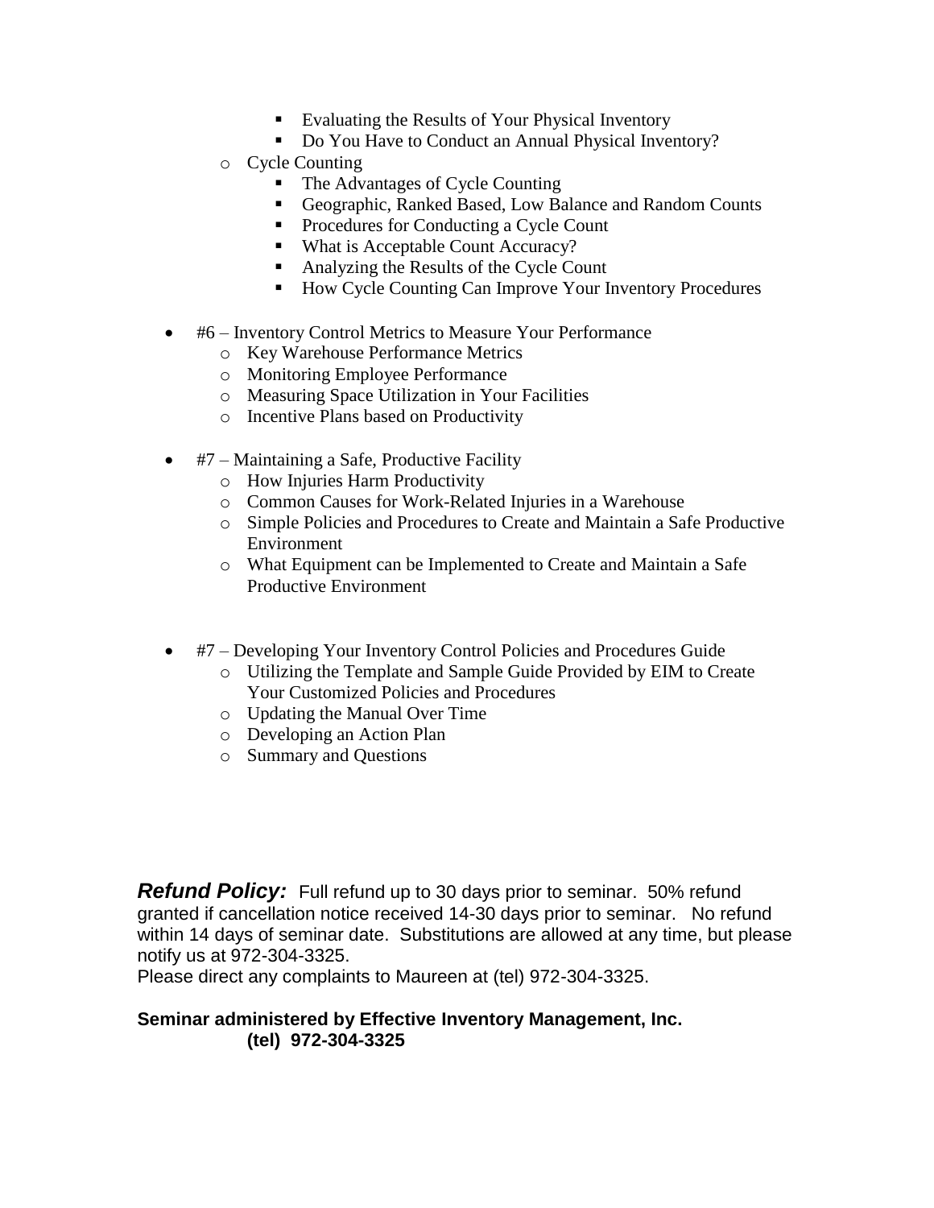- Evaluating the Results of Your Physical Inventory
    - Do You Have to Conduct an Annual Physical Inventory?
  - Cycle Counting
    - The Advantages of Cycle Counting
    - Geographic, Ranked Based, Low Balance and Random Counts
    - Procedures for Conducting a Cycle Count
    - What is Acceptable Count Accuracy?
    - Analyzing the Results of the Cycle Count
    - How Cycle Counting Can Improve Your Inventory Procedures

- #6 – Inventory Control Metrics to Measure Your Performance
  - Key Warehouse Performance Metrics
  - Monitoring Employee Performance
  - Measuring Space Utilization in Your Facilities
  - Incentive Plans based on Productivity

- #7 – Maintaining a Safe, Productive Facility
  - How Injuries Harm Productivity
  - Common Causes for Work-Related Injuries in a Warehouse
  - Simple Policies and Procedures to Create and Maintain a Safe Productive Environment
  - What Equipment can be Implemented to Create and Maintain a Safe Productive Environment

- #7 – Developing Your Inventory Control Policies and Procedures Guide
  - Utilizing the Template and Sample Guide Provided by EIM to Create Your Customized Policies and Procedures
  - Updating the Manual Over Time
  - Developing an Action Plan
  - Summary and Questions

***Refund Policy:*** Full refund up to 30 days prior to seminar. 50% refund granted if cancellation notice received 14-30 days prior to seminar. No refund within 14 days of seminar date. Substitutions are allowed at any time, but please notify us at 972-304-3325.
Please direct any complaints to Maureen at (tel) 972-304-3325.

**Seminar administered by Effective Inventory Management, Inc.**
**(tel) 972-304-3325**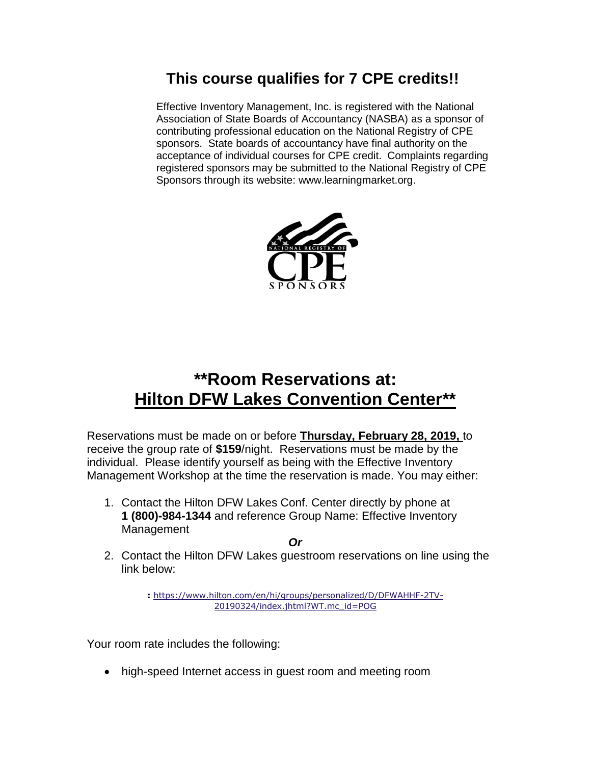# This course qualifies for 7 CPE credits!!

Effective Inventory Management, Inc. is registered with the National Association of State Boards of Accountancy (NASBA) as a sponsor of contributing professional education on the National Registry of CPE sponsors. State boards of accountancy have final authority on the acceptance of individual courses for CPE credit. Complaints regarding registered sponsors may be submitted to the National Registry of CPE Sponsors through its website: www.learningmarket.org.

NATIONAL REGISTRY OF CPE SPONSORS

# **Room Reservations at: Hilton DFW Lakes Convention Center**

Reservations must be made on or before **Thursday, February 28, 2019,** to receive the group rate of **$159**/night. Reservations must be made by the individual. Please identify yourself as being with the Effective Inventory Management Workshop at the time the reservation is made. You may either:

1. Contact the Hilton DFW Lakes Conf. Center directly by phone at **1 (800)-984-1344** and reference Group Name: Effective Inventory Management

***Or***

2. Contact the Hilton DFW Lakes guestroom reservations on line using the link below:

**:** https://www.hilton.com/en/hi/groups/personalized/D/DFWAHHF-2TV-20190324/index.jhtml?WT.mc_id=POG

Your room rate includes the following:

- high-speed Internet access in guest room and meeting room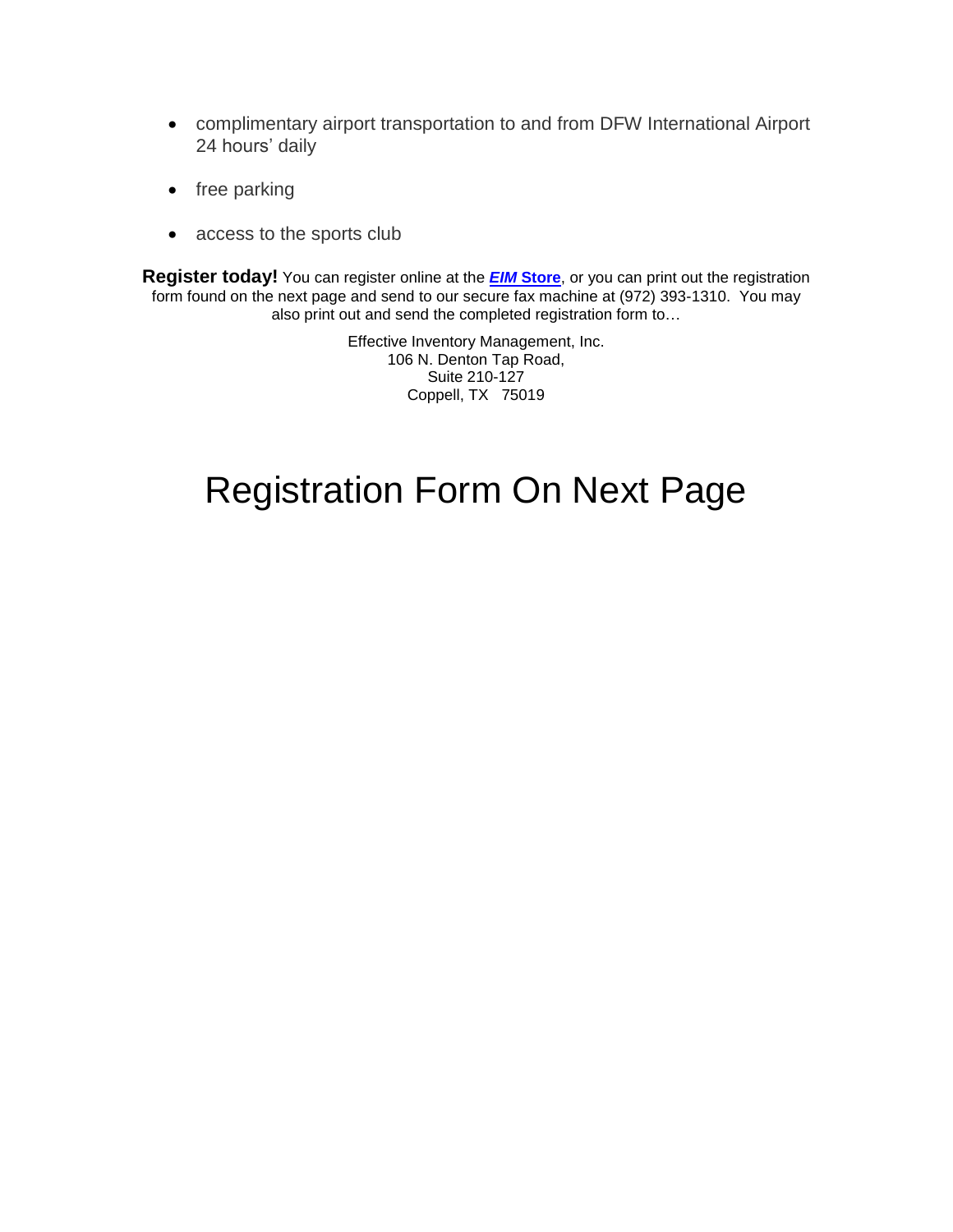- complimentary airport transportation to and from DFW International Airport 24 hours' daily
- free parking
- access to the sports club

**Register today!** You can register online at the ***EIM* Store**, or you can print out the registration form found on the next page and send to our secure fax machine at (972) 393-1310. You may also print out and send the completed registration form to…

Effective Inventory Management, Inc.
106 N. Denton Tap Road,
Suite 210-127
Coppell, TX 75019

# Registration Form On Next Page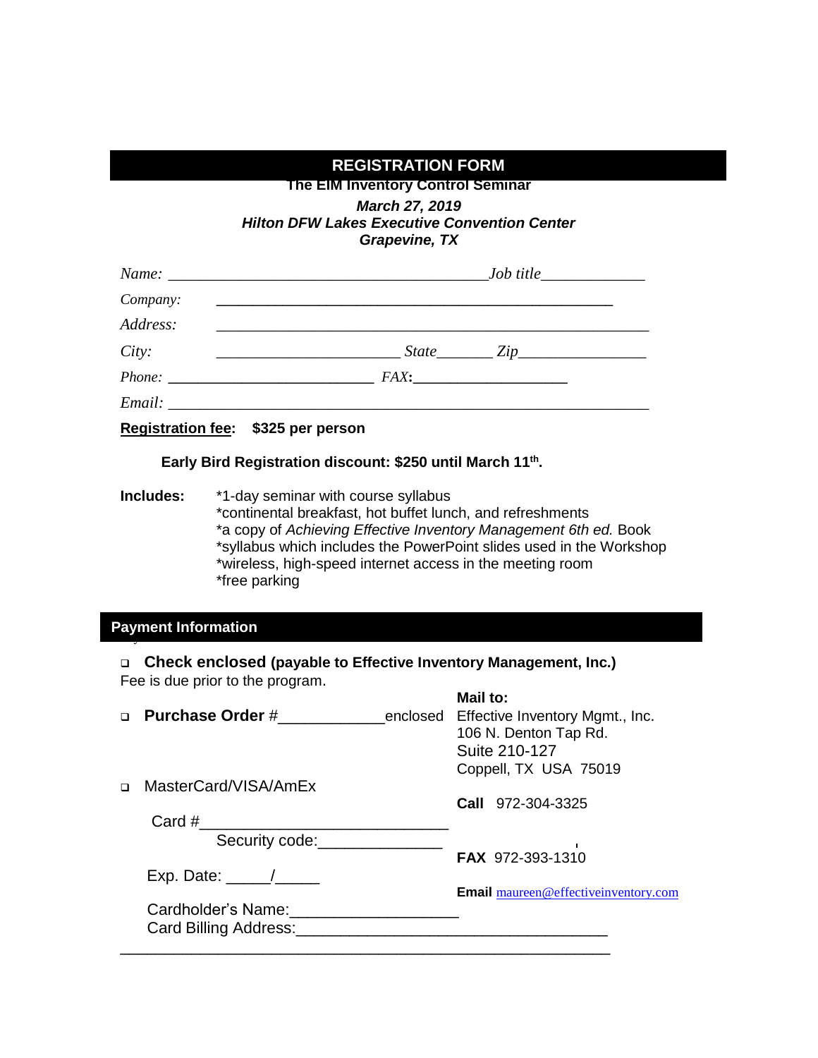## REGISTRATION FORM

**The EIM Inventory Control Seminar**

***March 27, 2019***
***Hilton DFW Lakes Executive Convention Center***
***Grapevine, TX***

*Name:* ________________________________________ *Job title*_____________

*Company:* ___________________________________________________

*Address:* _______________________________________________________

*City:* _______________________ *State*_______ *Zip*________________

*Phone:* __________________________ *FAX*:___________________

*Email:* _______________________________________________________________

**Registration fee:** **$325 per person**

**Early Bird Registration discount: $250 until March 11th.**

**Includes:**
*1-day seminar with course syllabus
*continental breakfast, hot buffet lunch, and refreshments
*a copy of *Achieving Effective Inventory Management 6th ed.* Book
*syllabus which includes the PowerPoint slides used in the Workshop
*wireless, high-speed internet access in the meeting room
*free parking

## Payment Information

- ☐ **Check enclosed (payable to Effective Inventory Management, Inc.)**
  Fee is due prior to the program.

- ☐ **Purchase Order** #____________enclosed

- ☐ MasterCard/VISA/AmEx

  Card #____________________________

  Security code:______________

  Exp. Date: _____/_____

  Cardholder's Name:___________________

  Card Billing Address:__________________________________

  _______________________________________________________

**Mail to:**
Effective Inventory Mgmt., Inc.
106 N. Denton Tap Rd.
Suite 210-127
Coppell, TX USA 75019

**Call** 972-304-3325

**FAX** 972-393-1310

**Email** maureen@effectiveinventory.com